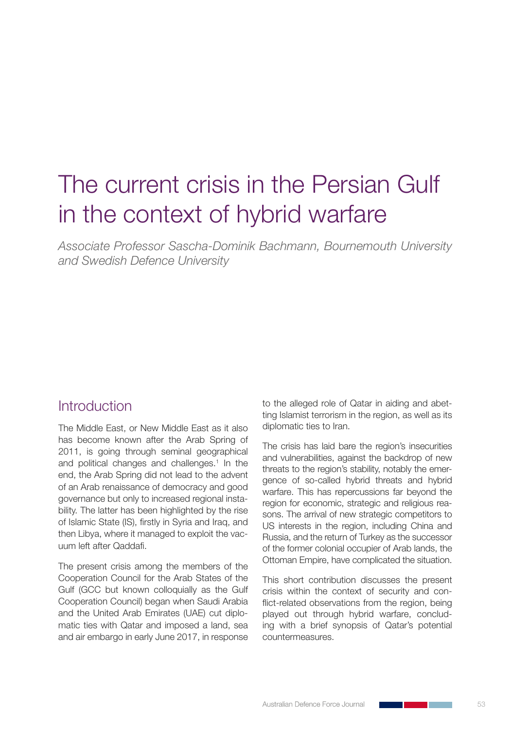# The current crisis in the Persian Gulf in the context of hybrid warfare

*Associate Professor Sascha-Dominik Bachmann, Bournemouth University and Swedish Defence University*

## Introduction

The Middle East, or New Middle East as it also has become known after the Arab Spring of 2011, is going through seminal geographical and political changes and challenges.[1] In the end, the Arab Spring did not lead to the advent of an Arab renaissance of democracy and good governance but only to increased regional instability. The latter has been highlighted by the rise of Islamic State (IS), firstly in Syria and Iraq, and then Libya, where it managed to exploit the vacuum left after Qaddafi.

The present crisis among the members of the Cooperation Council for the Arab States of the Gulf (GCC but known colloquially as the Gulf Cooperation Council) began when Saudi Arabia and the United Arab Emirates (UAE) cut diplomatic ties with Qatar and imposed a land, sea and air embargo in early June 2017, in response to the alleged role of Qatar in aiding and abetting Islamist terrorism in the region, as well as its diplomatic ties to Iran.

The crisis has laid bare the region's insecurities and vulnerabilities, against the backdrop of new threats to the region's stability, notably the emergence of so-called hybrid threats and hybrid warfare. This has repercussions far beyond the region for economic, strategic and religious reasons. The arrival of new strategic competitors to US interests in the region, including China and Russia, and the return of Turkey as the successor of the former colonial occupier of Arab lands, the Ottoman Empire, have complicated the situation.

This short contribution discusses the present crisis within the context of security and conflict-related observations from the region, being played out through hybrid warfare, concluding with a brief synopsis of Qatar's potential countermeasures.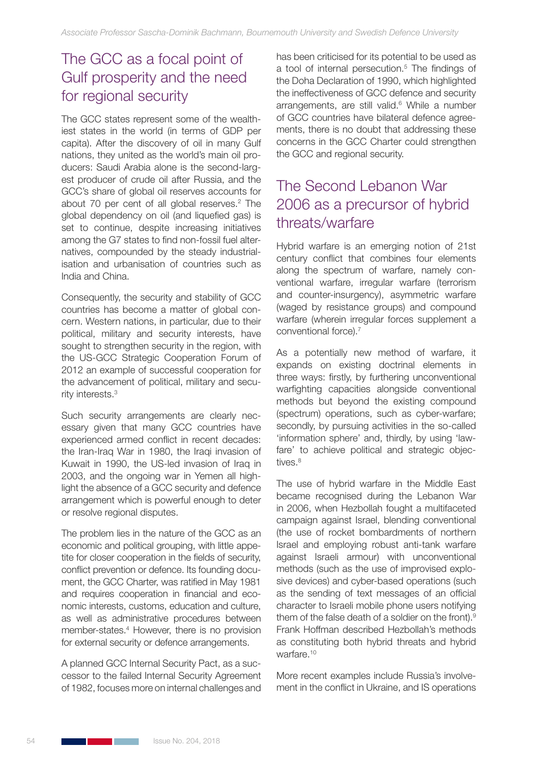## The GCC as a focal point of Gulf prosperity and the need for regional security

The GCC states represent some of the wealthiest states in the world (in terms of GDP per capita). After the discovery of oil in many Gulf nations, they united as the world's main oil producers: Saudi Arabia alone is the second-largest producer of crude oil after Russia, and the GCC's share of global oil reserves accounts for about 70 per cent of all global reserves.[2] The global dependency on oil (and liquefied gas) is set to continue, despite increasing initiatives among the G7 states to find non-fossil fuel alternatives, compounded by the steady industrialisation and urbanisation of countries such as India and China.

Consequently, the security and stability of GCC countries has become a matter of global concern. Western nations, in particular, due to their political, military and security interests, have sought to strengthen security in the region, with the US-GCC Strategic Cooperation Forum of 2012 an example of successful cooperation for the advancement of political, military and security interests.[3]

Such security arrangements are clearly necessary given that many GCC countries have experienced armed conflict in recent decades: the Iran-Iraq War in 1980, the Iraqi invasion of Kuwait in 1990, the US-led invasion of Iraq in 2003, and the ongoing war in Yemen all highlight the absence of a GCC security and defence arrangement which is powerful enough to deter or resolve regional disputes.

The problem lies in the nature of the GCC as an economic and political grouping, with little appetite for closer cooperation in the fields of security, conflict prevention or defence. Its founding document, the GCC Charter, was ratified in May 1981 and requires cooperation in financial and economic interests, customs, education and culture, as well as administrative procedures between member-states.[4] However, there is no provision for external security or defence arrangements.

A planned GCC Internal Security Pact, as a successor to the failed Internal Security Agreement of 1982, focuses more on internal challenges and has been criticised for its potential to be used as a tool of internal persecution.[5] The findings of the Doha Declaration of 1990, which highlighted the ineffectiveness of GCC defence and security arrangements, are still valid.[6] While a number of GCC countries have bilateral defence agreements, there is no doubt that addressing these concerns in the GCC Charter could strengthen the GCC and regional security.

## The Second Lebanon War 2006 as a precursor of hybrid threats/warfare

Hybrid warfare is an emerging notion of 21st century conflict that combines four elements along the spectrum of warfare, namely conventional warfare, irregular warfare (terrorism and counter-insurgency), asymmetric warfare (waged by resistance groups) and compound warfare (wherein irregular forces supplement a conventional force).[7]

As a potentially new method of warfare, it expands on existing doctrinal elements in three ways: firstly, by furthering unconventional warfighting capacities alongside conventional methods but beyond the existing compound (spectrum) operations, such as cyber-warfare; secondly, by pursuing activities in the so-called 'information sphere' and, thirdly, by using 'lawfare' to achieve political and strategic objectives.[8]

The use of hybrid warfare in the Middle East became recognised during the Lebanon War in 2006, when Hezbollah fought a multifaceted campaign against Israel, blending conventional (the use of rocket bombardments of northern Israel and employing robust anti-tank warfare against Israeli armour) with unconventional methods (such as the use of improvised explosive devices) and cyber-based operations (such as the sending of text messages of an official character to Israeli mobile phone users notifying them of the false death of a soldier on the front).[9] Frank Hoffman described Hezbollah's methods as constituting both hybrid threats and hybrid warfare.[10]

More recent examples include Russia's involvement in the conflict in Ukraine, and IS operations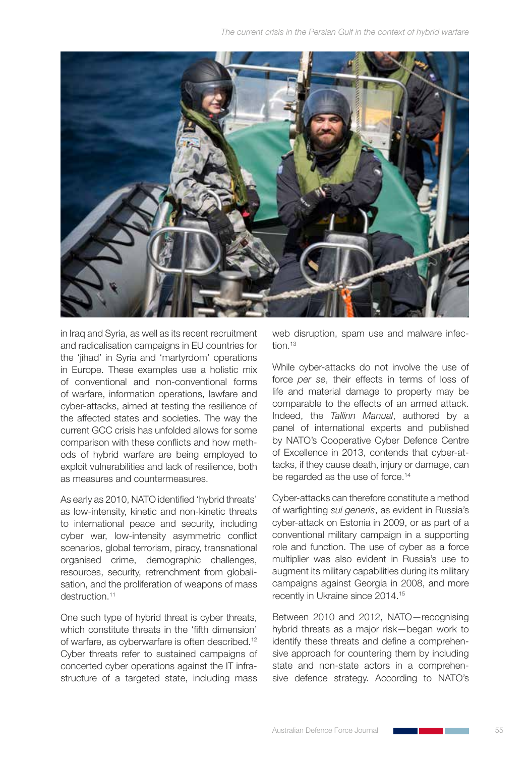in Iraq and Syria, as well as its recent recruitment and radicalisation campaigns in EU countries for the 'jihad' in Syria and 'martyrdom' operations in Europe. These examples use a holistic mix of conventional and non-conventional forms of warfare, information operations, lawfare and cyber-attacks, aimed at testing the resilience of the affected states and societies. The way the current GCC crisis has unfolded allows for some comparison with these conflicts and how methods of hybrid warfare are being employed to exploit vulnerabilities and lack of resilience, both as measures and countermeasures.

As early as 2010, NATO identified 'hybrid threats' as low-intensity, kinetic and non-kinetic threats to international peace and security, including cyber war, low-intensity asymmetric conflict scenarios, global terrorism, piracy, transnational organised crime, demographic challenges, resources, security, retrenchment from globalisation, and the proliferation of weapons of mass destruction.[11]

One such type of hybrid threat is cyber threats, which constitute threats in the 'fifth dimension' of warfare, as cyberwarfare is often described.[12] Cyber threats refer to sustained campaigns of concerted cyber operations against the IT infrastructure of a targeted state, including mass web disruption, spam use and malware infection.[13]

While cyber-attacks do not involve the use of force *per se*, their effects in terms of loss of life and material damage to property may be comparable to the effects of an armed attack. Indeed, the *Tallinn Manual*, authored by a panel of international experts and published by NATO's Cooperative Cyber Defence Centre of Excellence in 2013, contends that cyber-attacks, if they cause death, injury or damage, can be regarded as the use of force.[14]

Cyber-attacks can therefore constitute a method of warfighting *sui generis*, as evident in Russia's cyber-attack on Estonia in 2009, or as part of a conventional military campaign in a supporting role and function. The use of cyber as a force multiplier was also evident in Russia's use to augment its military capabilities during its military campaigns against Georgia in 2008, and more recently in Ukraine since 2014.[15]

Between 2010 and 2012, NATO—recognising hybrid threats as a major risk—began work to identify these threats and define a comprehensive approach for countering them by including state and non-state actors in a comprehensive defence strategy. According to NATO's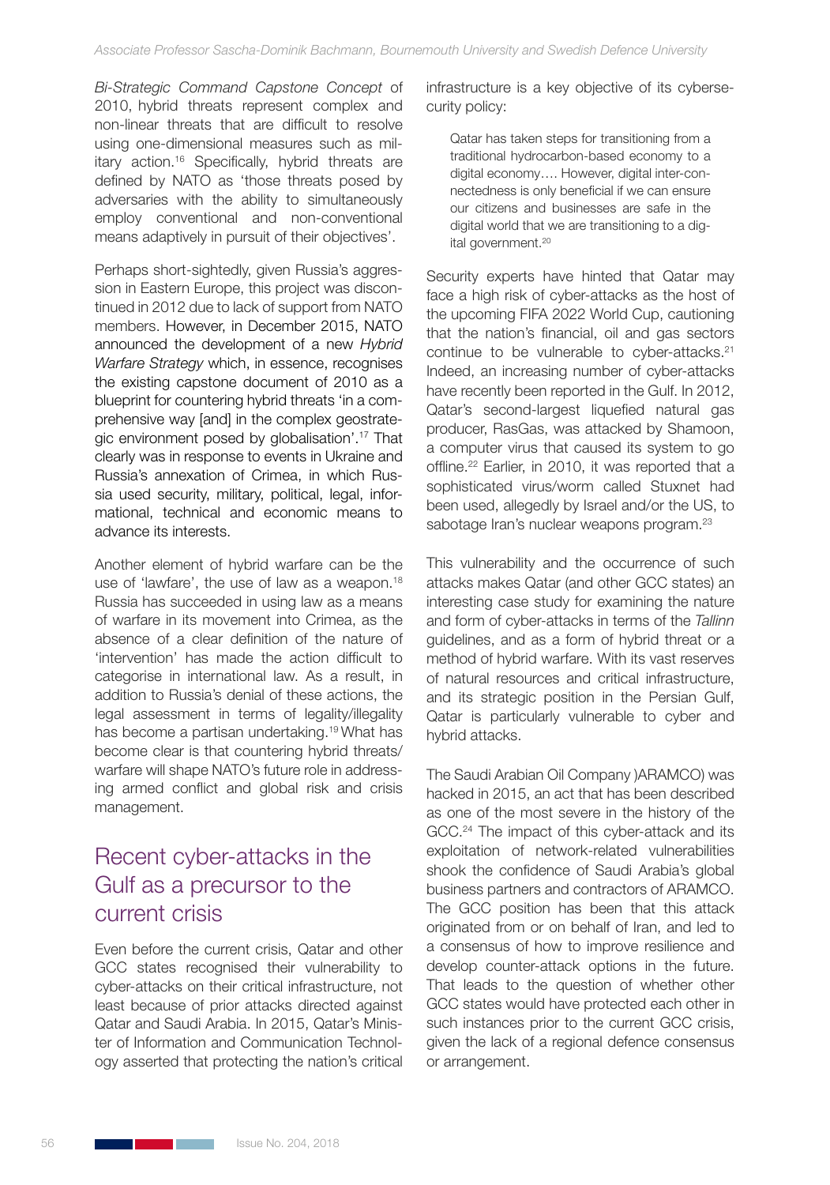*Bi-Strategic Command Capstone Concept* of 2010, hybrid threats represent complex and non-linear threats that are difficult to resolve using one-dimensional measures such as military action.[16] Specifically, hybrid threats are defined by NATO as 'those threats posed by adversaries with the ability to simultaneously employ conventional and non-conventional means adaptively in pursuit of their objectives'.

Perhaps short-sightedly, given Russia's aggression in Eastern Europe, this project was discontinued in 2012 due to lack of support from NATO members. However, in December 2015, NATO announced the development of a new *Hybrid Warfare Strategy* which, in essence, recognises the existing capstone document of 2010 as a blueprint for countering hybrid threats 'in a comprehensive way [and] in the complex geostrategic environment posed by globalisation'.[17] That clearly was in response to events in Ukraine and Russia's annexation of Crimea, in which Russia used security, military, political, legal, informational, technical and economic means to advance its interests.

Another element of hybrid warfare can be the use of 'lawfare', the use of law as a weapon.[18] Russia has succeeded in using law as a means of warfare in its movement into Crimea, as the absence of a clear definition of the nature of 'intervention' has made the action difficult to categorise in international law. As a result, in addition to Russia's denial of these actions, the legal assessment in terms of legality/illegality has become a partisan undertaking.[19] What has become clear is that countering hybrid threats/warfare will shape NATO's future role in addressing armed conflict and global risk and crisis management.

## Recent cyber-attacks in the Gulf as a precursor to the current crisis

Even before the current crisis, Qatar and other GCC states recognised their vulnerability to cyber-attacks on their critical infrastructure, not least because of prior attacks directed against Qatar and Saudi Arabia. In 2015, Qatar's Minister of Information and Communication Technology asserted that protecting the nation's critical infrastructure is a key objective of its cybersecurity policy:

> Qatar has taken steps for transitioning from a traditional hydrocarbon-based economy to a digital economy…. However, digital inter-connectedness is only beneficial if we can ensure our citizens and businesses are safe in the digital world that we are transitioning to a digital government.[20]

Security experts have hinted that Qatar may face a high risk of cyber-attacks as the host of the upcoming FIFA 2022 World Cup, cautioning that the nation's financial, oil and gas sectors continue to be vulnerable to cyber-attacks.[21] Indeed, an increasing number of cyber-attacks have recently been reported in the Gulf. In 2012, Qatar's second-largest liquefied natural gas producer, RasGas, was attacked by Shamoon, a computer virus that caused its system to go offline.[22] Earlier, in 2010, it was reported that a sophisticated virus/worm called Stuxnet had been used, allegedly by Israel and/or the US, to sabotage Iran's nuclear weapons program.[23]

This vulnerability and the occurrence of such attacks makes Qatar (and other GCC states) an interesting case study for examining the nature and form of cyber-attacks in terms of the *Tallinn* guidelines, and as a form of hybrid threat or a method of hybrid warfare. With its vast reserves of natural resources and critical infrastructure, and its strategic position in the Persian Gulf, Qatar is particularly vulnerable to cyber and hybrid attacks.

The Saudi Arabian Oil Company )ARAMCO) was hacked in 2015, an act that has been described as one of the most severe in the history of the GCC.[24] The impact of this cyber-attack and its exploitation of network-related vulnerabilities shook the confidence of Saudi Arabia's global business partners and contractors of ARAMCO. The GCC position has been that this attack originated from or on behalf of Iran, and led to a consensus of how to improve resilience and develop counter-attack options in the future. That leads to the question of whether other GCC states would have protected each other in such instances prior to the current GCC crisis, given the lack of a regional defence consensus or arrangement.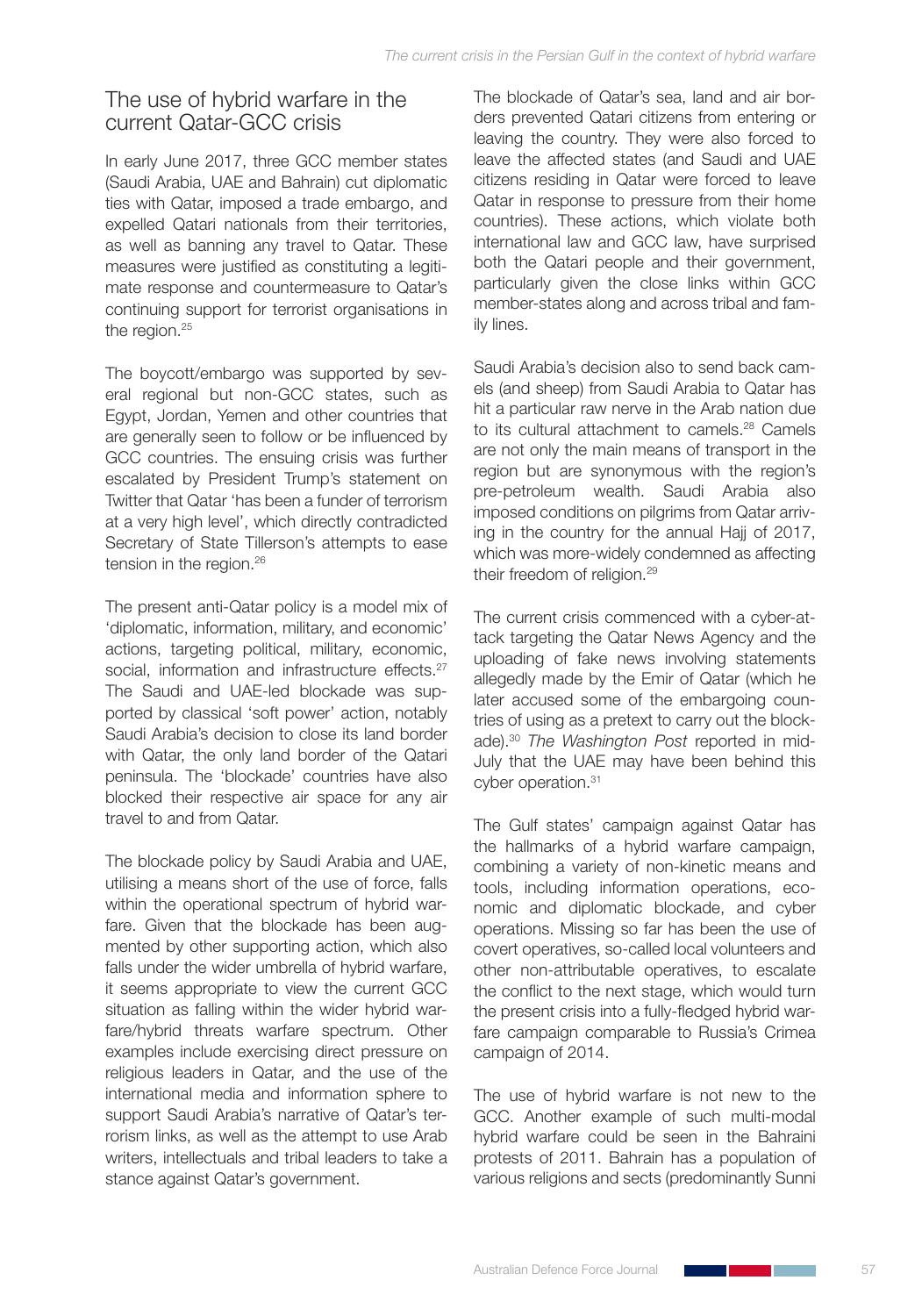## The use of hybrid warfare in the current Qatar-GCC crisis

In early June 2017, three GCC member states (Saudi Arabia, UAE and Bahrain) cut diplomatic ties with Qatar, imposed a trade embargo, and expelled Qatari nationals from their territories, as well as banning any travel to Qatar. These measures were justified as constituting a legitimate response and countermeasure to Qatar's continuing support for terrorist organisations in the region.[25]

The boycott/embargo was supported by several regional but non-GCC states, such as Egypt, Jordan, Yemen and other countries that are generally seen to follow or be influenced by GCC countries. The ensuing crisis was further escalated by President Trump's statement on Twitter that Qatar 'has been a funder of terrorism at a very high level', which directly contradicted Secretary of State Tillerson's attempts to ease tension in the region.[26]

The present anti-Qatar policy is a model mix of 'diplomatic, information, military, and economic' actions, targeting political, military, economic, social, information and infrastructure effects.[27] The Saudi and UAE-led blockade was supported by classical 'soft power' action, notably Saudi Arabia's decision to close its land border with Qatar, the only land border of the Qatari peninsula. The 'blockade' countries have also blocked their respective air space for any air travel to and from Qatar.

The blockade policy by Saudi Arabia and UAE, utilising a means short of the use of force, falls within the operational spectrum of hybrid warfare. Given that the blockade has been augmented by other supporting action, which also falls under the wider umbrella of hybrid warfare, it seems appropriate to view the current GCC situation as falling within the wider hybrid warfare/hybrid threats warfare spectrum. Other examples include exercising direct pressure on religious leaders in Qatar, and the use of the international media and information sphere to support Saudi Arabia's narrative of Qatar's terrorism links, as well as the attempt to use Arab writers, intellectuals and tribal leaders to take a stance against Qatar's government.

The blockade of Qatar's sea, land and air borders prevented Qatari citizens from entering or leaving the country. They were also forced to leave the affected states (and Saudi and UAE citizens residing in Qatar were forced to leave Qatar in response to pressure from their home countries). These actions, which violate both international law and GCC law, have surprised both the Qatari people and their government, particularly given the close links within GCC member-states along and across tribal and family lines.

Saudi Arabia's decision also to send back camels (and sheep) from Saudi Arabia to Qatar has hit a particular raw nerve in the Arab nation due to its cultural attachment to camels.[28] Camels are not only the main means of transport in the region but are synonymous with the region's pre-petroleum wealth. Saudi Arabia also imposed conditions on pilgrims from Qatar arriving in the country for the annual Hajj of 2017, which was more-widely condemned as affecting their freedom of religion.[29]

The current crisis commenced with a cyber-attack targeting the Qatar News Agency and the uploading of fake news involving statements allegedly made by the Emir of Qatar (which he later accused some of the embargoing countries of using as a pretext to carry out the blockade).[30] *The Washington Post* reported in mid-July that the UAE may have been behind this cyber operation.[31]

The Gulf states' campaign against Qatar has the hallmarks of a hybrid warfare campaign, combining a variety of non-kinetic means and tools, including information operations, economic and diplomatic blockade, and cyber operations. Missing so far has been the use of covert operatives, so-called local volunteers and other non-attributable operatives, to escalate the conflict to the next stage, which would turn the present crisis into a fully-fledged hybrid warfare campaign comparable to Russia's Crimea campaign of 2014.

The use of hybrid warfare is not new to the GCC. Another example of such multi-modal hybrid warfare could be seen in the Bahraini protests of 2011. Bahrain has a population of various religions and sects (predominantly Sunni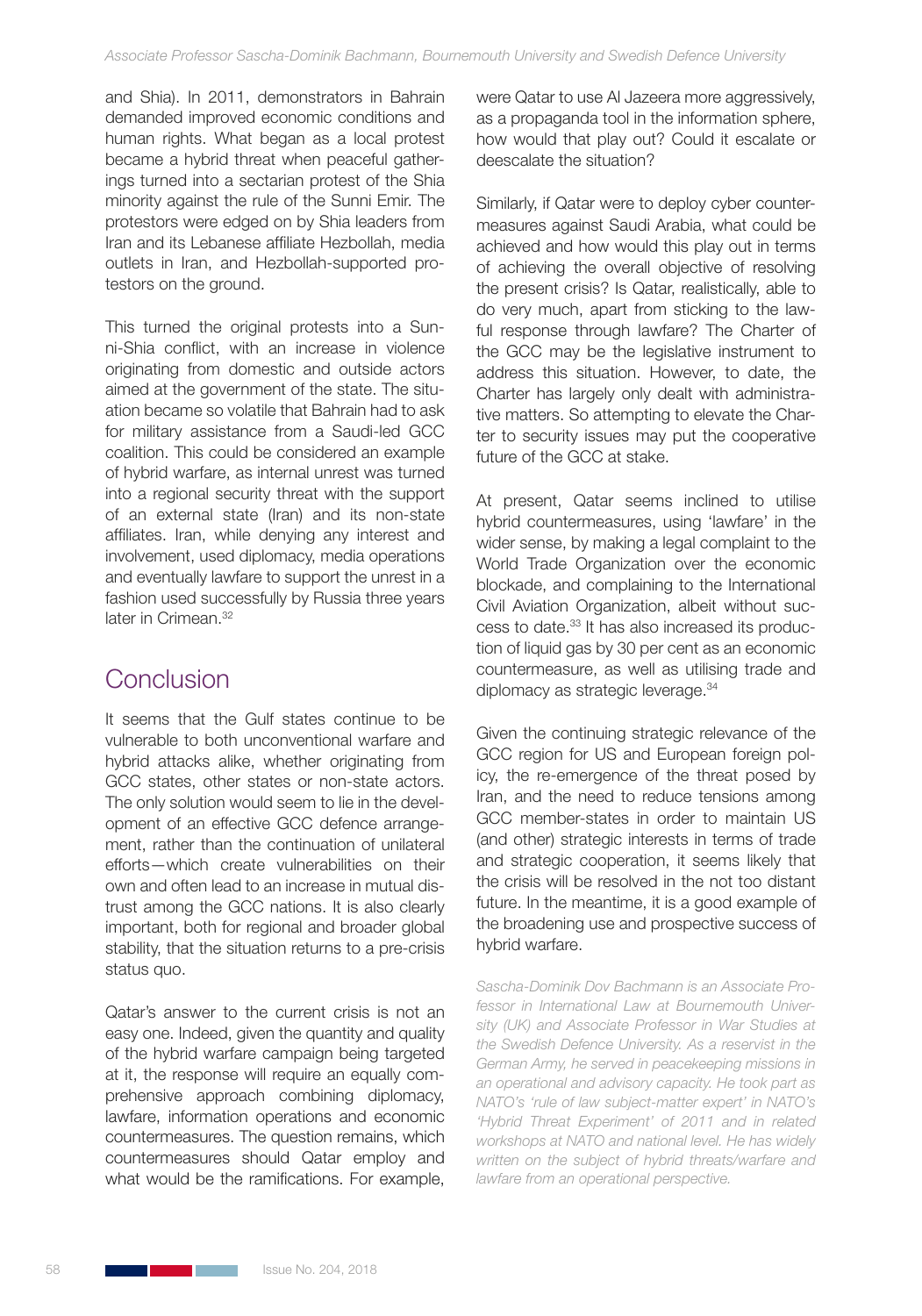and Shia). In 2011, demonstrators in Bahrain demanded improved economic conditions and human rights. What began as a local protest became a hybrid threat when peaceful gatherings turned into a sectarian protest of the Shia minority against the rule of the Sunni Emir. The protestors were edged on by Shia leaders from Iran and its Lebanese affiliate Hezbollah, media outlets in Iran, and Hezbollah-supported protestors on the ground.

This turned the original protests into a Sunni-Shia conflict, with an increase in violence originating from domestic and outside actors aimed at the government of the state. The situation became so volatile that Bahrain had to ask for military assistance from a Saudi-led GCC coalition. This could be considered an example of hybrid warfare, as internal unrest was turned into a regional security threat with the support of an external state (Iran) and its non-state affiliates. Iran, while denying any interest and involvement, used diplomacy, media operations and eventually lawfare to support the unrest in a fashion used successfully by Russia three years later in Crimean.[32]

## Conclusion

It seems that the Gulf states continue to be vulnerable to both unconventional warfare and hybrid attacks alike, whether originating from GCC states, other states or non-state actors. The only solution would seem to lie in the development of an effective GCC defence arrangement, rather than the continuation of unilateral efforts—which create vulnerabilities on their own and often lead to an increase in mutual distrust among the GCC nations. It is also clearly important, both for regional and broader global stability, that the situation returns to a pre-crisis status quo.

Qatar's answer to the current crisis is not an easy one. Indeed, given the quantity and quality of the hybrid warfare campaign being targeted at it, the response will require an equally comprehensive approach combining diplomacy, lawfare, information operations and economic countermeasures. The question remains, which countermeasures should Qatar employ and what would be the ramifications. For example, were Qatar to use Al Jazeera more aggressively, as a propaganda tool in the information sphere, how would that play out? Could it escalate or deescalate the situation?

Similarly, if Qatar were to deploy cyber countermeasures against Saudi Arabia, what could be achieved and how would this play out in terms of achieving the overall objective of resolving the present crisis? Is Qatar, realistically, able to do very much, apart from sticking to the lawful response through lawfare? The Charter of the GCC may be the legislative instrument to address this situation. However, to date, the Charter has largely only dealt with administrative matters. So attempting to elevate the Charter to security issues may put the cooperative future of the GCC at stake.

At present, Qatar seems inclined to utilise hybrid countermeasures, using 'lawfare' in the wider sense, by making a legal complaint to the World Trade Organization over the economic blockade, and complaining to the International Civil Aviation Organization, albeit without success to date.[33] It has also increased its production of liquid gas by 30 per cent as an economic countermeasure, as well as utilising trade and diplomacy as strategic leverage.[34]

Given the continuing strategic relevance of the GCC region for US and European foreign policy, the re-emergence of the threat posed by Iran, and the need to reduce tensions among GCC member-states in order to maintain US (and other) strategic interests in terms of trade and strategic cooperation, it seems likely that the crisis will be resolved in the not too distant future. In the meantime, it is a good example of the broadening use and prospective success of hybrid warfare.

*Sascha-Dominik Dov Bachmann is an Associate Professor in International Law at Bournemouth University (UK) and Associate Professor in War Studies at the Swedish Defence University. As a reservist in the German Army, he served in peacekeeping missions in an operational and advisory capacity. He took part as NATO's 'rule of law subject-matter expert' in NATO's 'Hybrid Threat Experiment' of 2011 and in related workshops at NATO and national level. He has widely written on the subject of hybrid threats/warfare and lawfare from an operational perspective.*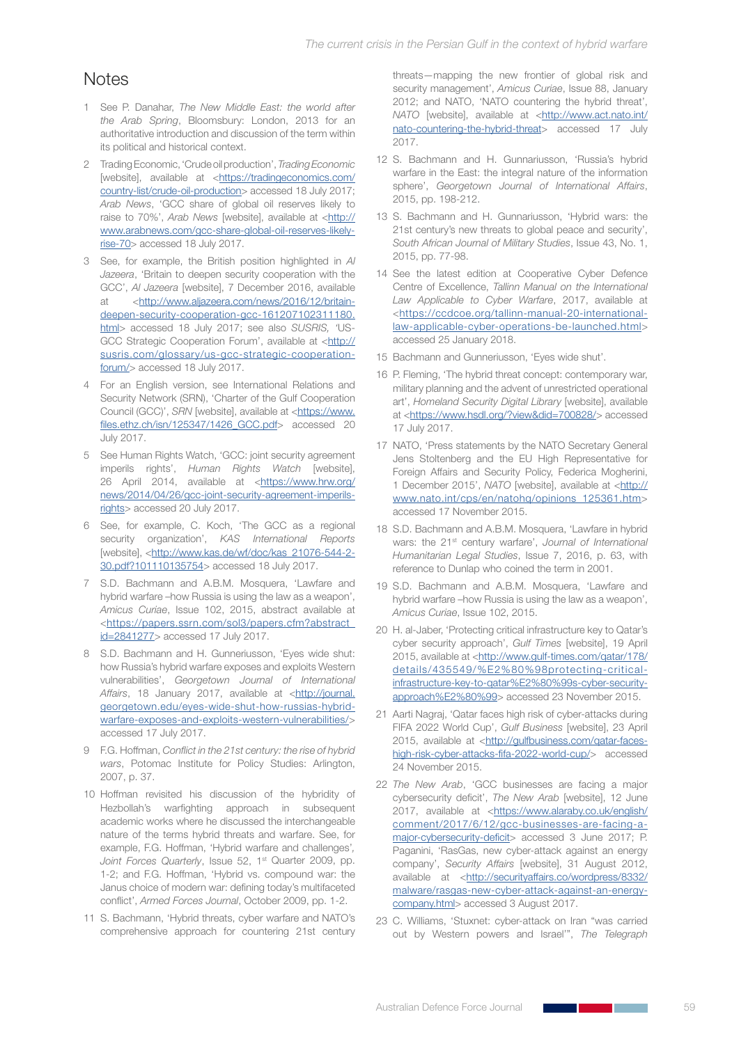# Notes

1. See P. Danahar, *The New Middle East: the world after the Arab Spring*, Bloomsbury: London, 2013 for an authoritative introduction and discussion of the term within its political and historical context.

2. Trading Economic, 'Crude oil production', *Trading Economic* [website], available at <https://tradingeconomics.com/country-list/crude-oil-production> accessed 18 July 2017; *Arab News*, 'GCC share of global oil reserves likely to raise to 70%', *Arab News* [website], available at <http://www.arabnews.com/gcc-share-global-oil-reserves-likely-rise-70> accessed 18 July 2017.

3. See, for example, the British position highlighted in *Al Jazeera*, 'Britain to deepen security cooperation with the GCC', *Al Jazeera* [website], 7 December 2016, available at <http://www.aljazeera.com/news/2016/12/britain-deepen-security-cooperation-gcc-161207102311180.html> accessed 18 July 2017; see also *SUSRIS*, 'US-GCC Strategic Cooperation Forum', available at <http://susris.com/glossary/us-gcc-strategic-cooperation-forum/> accessed 18 July 2017.

4. For an English version, see International Relations and Security Network (SRN), 'Charter of the Gulf Cooperation Council (GCC)', *SRN* [website], available at <https://www.files.ethz.ch/isn/125347/1426_GCC.pdf> accessed 20 July 2017.

5. See Human Rights Watch, 'GCC: joint security agreement imperils rights', *Human Rights Watch* [website], 26 April 2014, available at <https://www.hrw.org/news/2014/04/26/gcc-joint-security-agreement-imperils-rights> accessed 20 July 2017.

6. See, for example, C. Koch, 'The GCC as a regional security organization', *KAS International Reports* [website], <http://www.kas.de/wf/doc/kas_21076-544-2-30.pdf?101110135754> accessed 18 July 2017.

7. S.D. Bachmann and A.B.M. Mosquera, 'Lawfare and hybrid warfare –how Russia is using the law as a weapon', *Amicus Curiae*, Issue 102, 2015, abstract available at <https://papers.ssrn.com/sol3/papers.cfm?abstract_id=2841277> accessed 17 July 2017.

8. S.D. Bachmann and H. Gunneriusson, 'Eyes wide shut: how Russia's hybrid warfare exposes and exploits Western vulnerabilities', *Georgetown Journal of International Affairs*, 18 January 2017, available at <http://journal.georgetown.edu/eyes-wide-shut-how-russias-hybrid-warfare-exposes-and-exploits-western-vulnerabilities/> accessed 17 July 2017.

9. F.G. Hoffman, *Conflict in the 21st century: the rise of hybrid wars*, Potomac Institute for Policy Studies: Arlington, 2007, p. 37.

10. Hoffman revisited his discussion of the hybridity of Hezbollah's warfighting approach in subsequent academic works where he discussed the interchangeable nature of the terms hybrid threats and warfare. See, for example, F.G. Hoffman, 'Hybrid warfare and challenges', *Joint Forces Quarterly*, Issue 52, 1st Quarter 2009, pp. 1-2; and F.G. Hoffman, 'Hybrid vs. compound war: the Janus choice of modern war: defining today's multifaceted conflict', *Armed Forces Journal*, October 2009, pp. 1-2.

11. S. Bachmann, 'Hybrid threats, cyber warfare and NATO's comprehensive approach for countering 21st century threats—mapping the new frontier of global risk and security management', *Amicus Curiae*, Issue 88, January 2012; and NATO, 'NATO countering the hybrid threat', *NATO* [website], available at <http://www.act.nato.int/nato-countering-the-hybrid-threat> accessed 17 July 2017.

12. S. Bachmann and H. Gunnariusson, 'Russia's hybrid warfare in the East: the integral nature of the information sphere', *Georgetown Journal of International Affairs*, 2015, pp. 198-212.

13. S. Bachmann and H. Gunnariusson, 'Hybrid wars: the 21st century's new threats to global peace and security', *South African Journal of Military Studies*, Issue 43, No. 1, 2015, pp. 77-98.

14. See the latest edition at Cooperative Cyber Defence Centre of Excellence, *Tallinn Manual on the International Law Applicable to Cyber Warfare*, 2017, available at <https://ccdcoe.org/tallinn-manual-20-international-law-applicable-cyber-operations-be-launched.html> accessed 25 January 2018.

15. Bachmann and Gunneriusson, 'Eyes wide shut'.

16. P. Fleming, 'The hybrid threat concept: contemporary war, military planning and the advent of unrestricted operational art', *Homeland Security Digital Library* [website], available at <https://www.hsdl.org/?view&did=700828/> accessed 17 July 2017.

17. NATO, 'Press statements by the NATO Secretary General Jens Stoltenberg and the EU High Representative for Foreign Affairs and Security Policy, Federica Mogherini, 1 December 2015', *NATO* [website], available at <http://www.nato.int/cps/en/natohq/opinions_125361.htm> accessed 17 November 2015.

18. S.D. Bachmann and A.B.M. Mosquera, 'Lawfare in hybrid wars: the 21st century warfare', *Journal of International Humanitarian Legal Studies*, Issue 7, 2016, p. 63, with reference to Dunlap who coined the term in 2001.

19. S.D. Bachmann and A.B.M. Mosquera, 'Lawfare and hybrid warfare –how Russia is using the law as a weapon', *Amicus Curiae*, Issue 102, 2015.

20. H. al-Jaber, 'Protecting critical infrastructure key to Qatar's cyber security approach', *Gulf Times* [website], 19 April 2015, available at <http://www.gulf-times.com/qatar/178/details/435549/%E2%80%98protecting-critical-infrastructure-key-to-qatar%E2%80%99s-cyber-security-approach%E2%80%99> accessed 23 November 2015.

21. Aarti Nagraj, 'Qatar faces high risk of cyber-attacks during FIFA 2022 World Cup', *Gulf Business* [website], 23 April 2015, available at <http://gulfbusiness.com/qatar-faces-high-risk-cyber-attacks-fifa-2022-world-cup/> accessed 24 November 2015.

22. *The New Arab*, 'GCC businesses are facing a major cybersecurity deficit', *The New Arab* [website], 12 June 2017, available at <https://www.alaraby.co.uk/english/comment/2017/6/12/gcc-businesses-are-facing-a-major-cybersecurity-deficit> accessed 3 June 2017; P. Paganini, 'RasGas, new cyber-attack against an energy company', *Security Affairs* [website], 31 August 2012, available at <http://securityaffairs.co/wordpress/8332/malware/rasgas-new-cyber-attack-against-an-energy-company.html> accessed 3 August 2017.

23. C. Williams, 'Stuxnet: cyber-attack on Iran "was carried out by Western powers and Israel"', *The Telegraph*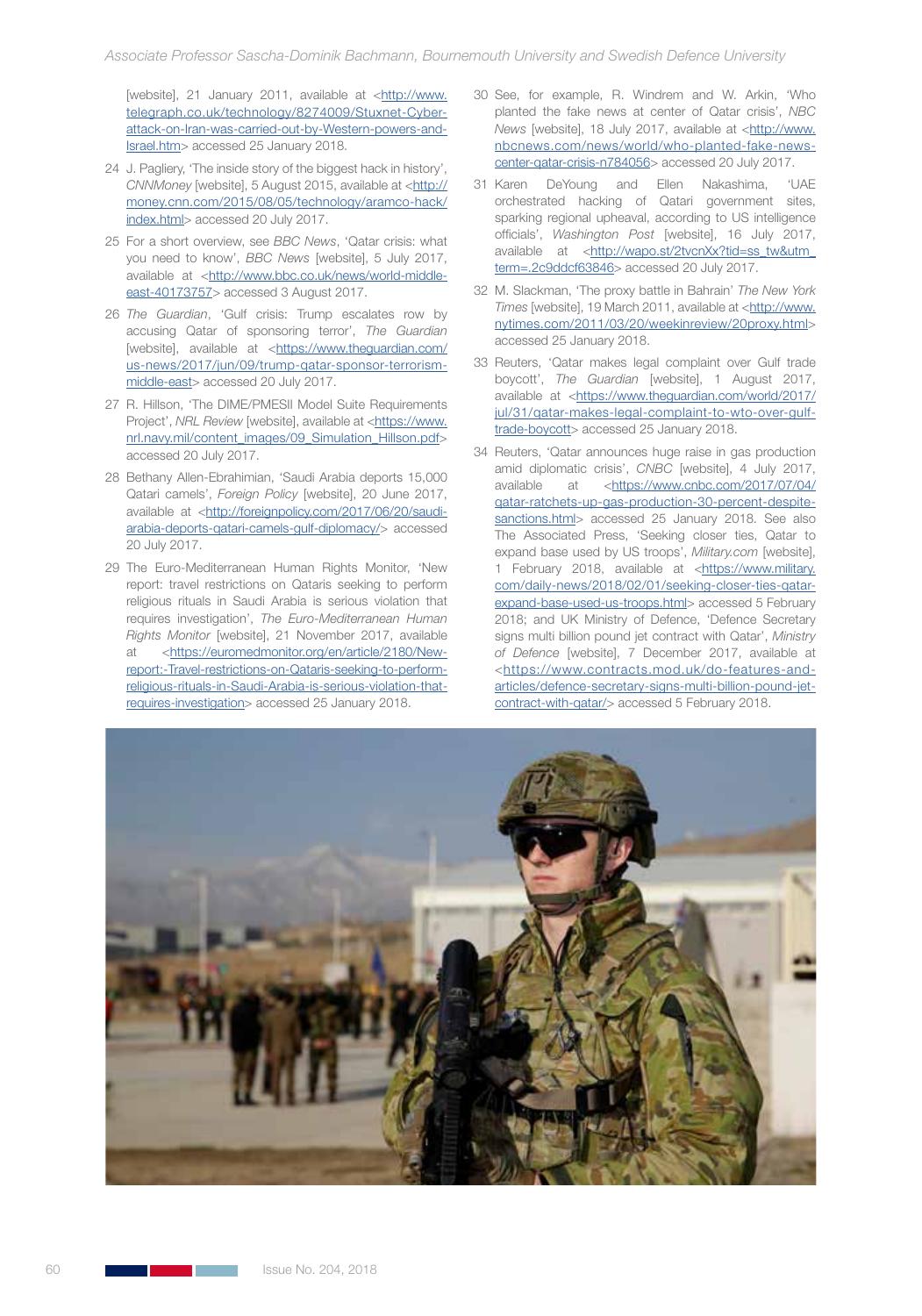[website], 21 January 2011, available at <http://www.telegraph.co.uk/technology/8274009/Stuxnet-Cyber-attack-on-Iran-was-carried-out-by-Western-powers-and-Israel.htm> accessed 25 January 2018.

24 J. Pagliery, 'The inside story of the biggest hack in history', *CNNMoney* [website], 5 August 2015, available at <http://money.cnn.com/2015/08/05/technology/aramco-hack/index.html> accessed 20 July 2017.

25 For a short overview, see *BBC News*, 'Qatar crisis: what you need to know', *BBC News* [website], 5 July 2017, available at <http://www.bbc.co.uk/news/world-middle-east-40173757> accessed 3 August 2017.

26 *The Guardian*, 'Gulf crisis: Trump escalates row by accusing Qatar of sponsoring terror', *The Guardian* [website], available at <https://www.theguardian.com/us-news/2017/jun/09/trump-qatar-sponsor-terrorism-middle-east> accessed 20 July 2017.

27 R. Hillson, 'The DIME/PMESII Model Suite Requirements Project', *NRL Review* [website], available at <https://www.nrl.navy.mil/content_images/09_Simulation_Hillson.pdf> accessed 20 July 2017.

28 Bethany Allen-Ebrahimian, 'Saudi Arabia deports 15,000 Qatari camels', *Foreign Policy* [website], 20 June 2017, available at <http://foreignpolicy.com/2017/06/20/saudi-arabia-deports-qatari-camels-gulf-diplomacy/> accessed 20 July 2017.

29 The Euro-Mediterranean Human Rights Monitor, 'New report: travel restrictions on Qataris seeking to perform religious rituals in Saudi Arabia is serious violation that requires investigation', *The Euro-Mediterranean Human Rights Monitor* [website], 21 November 2017, available at <https://euromedmonitor.org/en/article/2180/New-report:-Travel-restrictions-on-Qataris-seeking-to-perform-religious-rituals-in-Saudi-Arabia-is-serious-violation-that-requires-investigation> accessed 25 January 2018.

30 See, for example, R. Windrem and W. Arkin, 'Who planted the fake news at center of Qatar crisis', *NBC News* [website], 18 July 2017, available at <http://www.nbcnews.com/news/world/who-planted-fake-news-center-qatar-crisis-n784056> accessed 20 July 2017.

31 Karen DeYoung and Ellen Nakashima, 'UAE orchestrated hacking of Qatari government sites, sparking regional upheaval, according to US intelligence officials', *Washington Post* [website], 16 July 2017, available at <http://wapo.st/2tvcnXx?tid=ss_tw&utm_term=.2c9ddcf63846> accessed 20 July 2017.

32 M. Slackman, 'The proxy battle in Bahrain' *The New York Times* [website], 19 March 2011, available at <http://www.nytimes.com/2011/03/20/weekinreview/20proxy.html> accessed 25 January 2018.

33 Reuters, 'Qatar makes legal complaint over Gulf trade boycott', *The Guardian* [website], 1 August 2017, available at <https://www.theguardian.com/world/2017/jul/31/qatar-makes-legal-complaint-to-wto-over-gulf-trade-boycott> accessed 25 January 2018.

34 Reuters, 'Qatar announces huge raise in gas production amid diplomatic crisis', *CNBC* [website], 4 July 2017, available at <https://www.cnbc.com/2017/07/04/qatar-ratchets-up-gas-production-30-percent-despite-sanctions.html> accessed 25 January 2018. See also The Associated Press, 'Seeking closer ties, Qatar to expand base used by US troops', *Military.com* [website], 1 February 2018, available at <https://www.military.com/daily-news/2018/02/01/seeking-closer-ties-qatar-expand-base-used-us-troops.html> accessed 5 February 2018; and UK Ministry of Defence, 'Defence Secretary signs multi billion pound jet contract with Qatar', *Ministry of Defence* [website], 7 December 2017, available at <https://www.contracts.mod.uk/do-features-and-articles/defence-secretary-signs-multi-billion-pound-jet-contract-with-qatar/> accessed 5 February 2018.